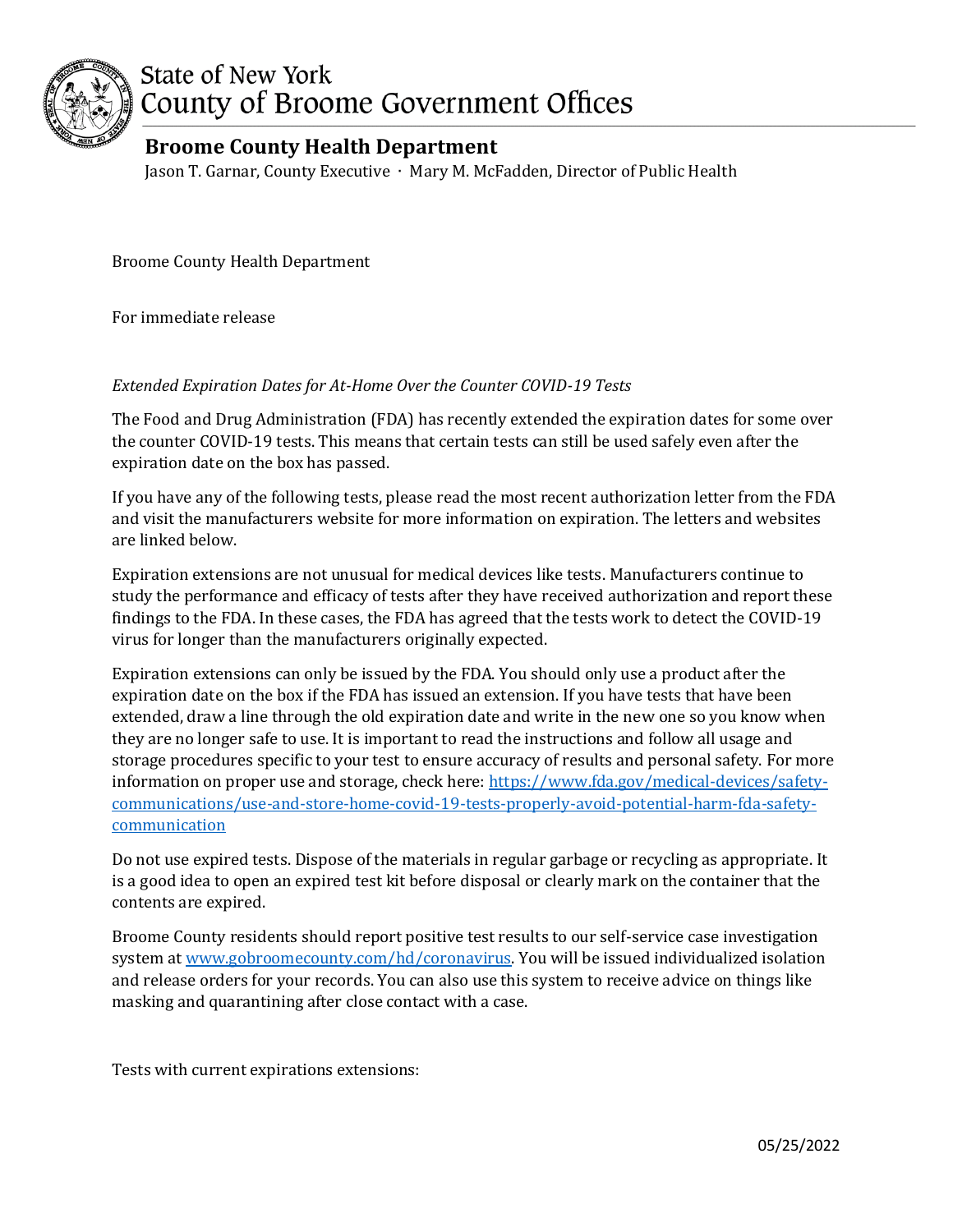# State of New York
# County of Broome Government Offices

## Broome County Health Department

Jason T. Garnar, County Executive · Mary M. McFadden, Director of Public Health

Broome County Health Department

For immediate release

*Extended Expiration Dates for At-Home Over the Counter COVID-19 Tests*

The Food and Drug Administration (FDA) has recently extended the expiration dates for some over the counter COVID-19 tests. This means that certain tests can still be used safely even after the expiration date on the box has passed.

If you have any of the following tests, please read the most recent authorization letter from the FDA and visit the manufacturers website for more information on expiration. The letters and websites are linked below.

Expiration extensions are not unusual for medical devices like tests. Manufacturers continue to study the performance and efficacy of tests after they have received authorization and report these findings to the FDA. In these cases, the FDA has agreed that the tests work to detect the COVID-19 virus for longer than the manufacturers originally expected.

Expiration extensions can only be issued by the FDA. You should only use a product after the expiration date on the box if the FDA has issued an extension. If you have tests that have been extended, draw a line through the old expiration date and write in the new one so you know when they are no longer safe to use. It is important to read the instructions and follow all usage and storage procedures specific to your test to ensure accuracy of results and personal safety. For more information on proper use and storage, check here: [https://www.fda.gov/medical-devices/safety-communications/use-and-store-home-covid-19-tests-properly-avoid-potential-harm-fda-safety-communication](https://www.fda.gov/medical-devices/safety-communications/use-and-store-home-covid-19-tests-properly-avoid-potential-harm-fda-safety-communication)

Do not use expired tests. Dispose of the materials in regular garbage or recycling as appropriate. It is a good idea to open an expired test kit before disposal or clearly mark on the container that the contents are expired.

Broome County residents should report positive test results to our self-service case investigation system at [www.gobroomecounty.com/hd/coronavirus](http://www.gobroomecounty.com/hd/coronavirus). You will be issued individualized isolation and release orders for your records. You can also use this system to receive advice on things like masking and quarantining after close contact with a case.

Tests with current expirations extensions:

05/25/2022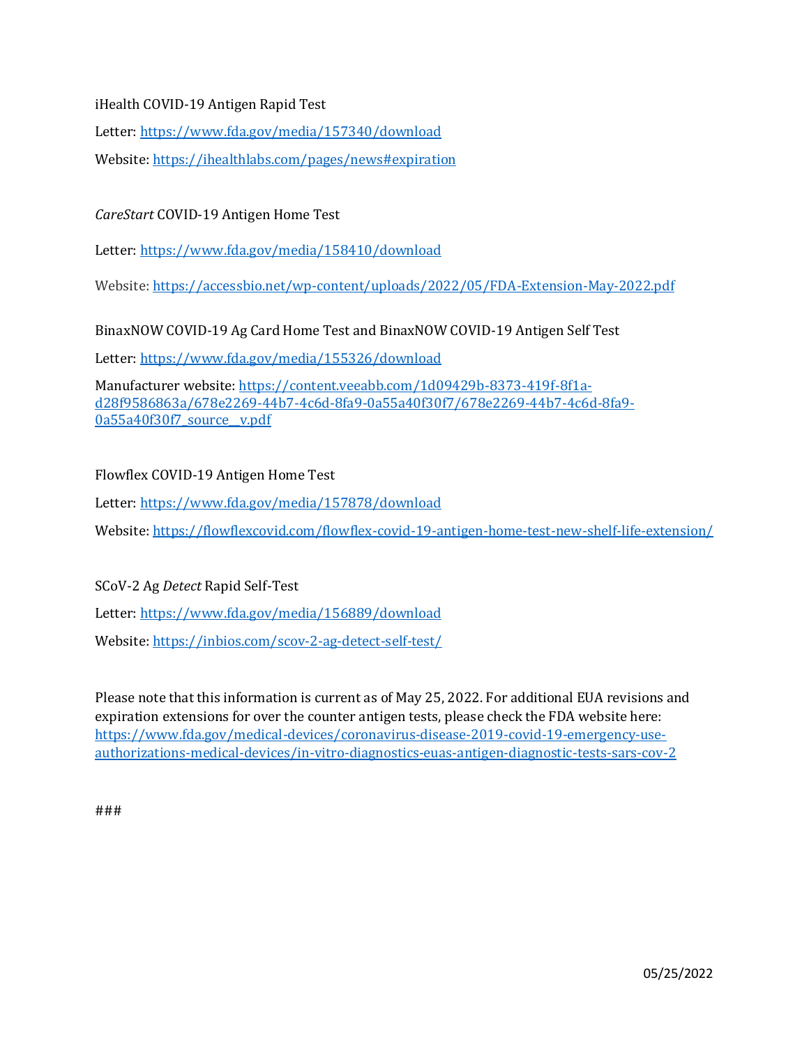iHealth COVID-19 Antigen Rapid Test

Letter: https://www.fda.gov/media/157340/download

Website: https://ihealthlabs.com/pages/news#expiration

*CareStart* COVID-19 Antigen Home Test

Letter: https://www.fda.gov/media/158410/download

Website: https://accessbio.net/wp-content/uploads/2022/05/FDA-Extension-May-2022.pdf

BinaxNOW COVID-19 Ag Card Home Test and BinaxNOW COVID-19 Antigen Self Test

Letter: https://www.fda.gov/media/155326/download

Manufacturer website: https://content.veeabb.com/1d09429b-8373-419f-8f1a-d28f9586863a/678e2269-44b7-4c6d-8fa9-0a55a40f30f7/678e2269-44b7-4c6d-8fa9-0a55a40f30f7_source__v.pdf

Flowflex COVID-19 Antigen Home Test

Letter: https://www.fda.gov/media/157878/download

Website: https://flowflexcovid.com/flowflex-covid-19-antigen-home-test-new-shelf-life-extension/

SCoV-2 Ag *Detect* Rapid Self-Test

Letter: https://www.fda.gov/media/156889/download

Website: https://inbios.com/scov-2-ag-detect-self-test/

Please note that this information is current as of May 25, 2022. For additional EUA revisions and expiration extensions for over the counter antigen tests, please check the FDA website here: https://www.fda.gov/medical-devices/coronavirus-disease-2019-covid-19-emergency-use-authorizations-medical-devices/in-vitro-diagnostics-euas-antigen-diagnostic-tests-sars-cov-2

###

05/25/2022